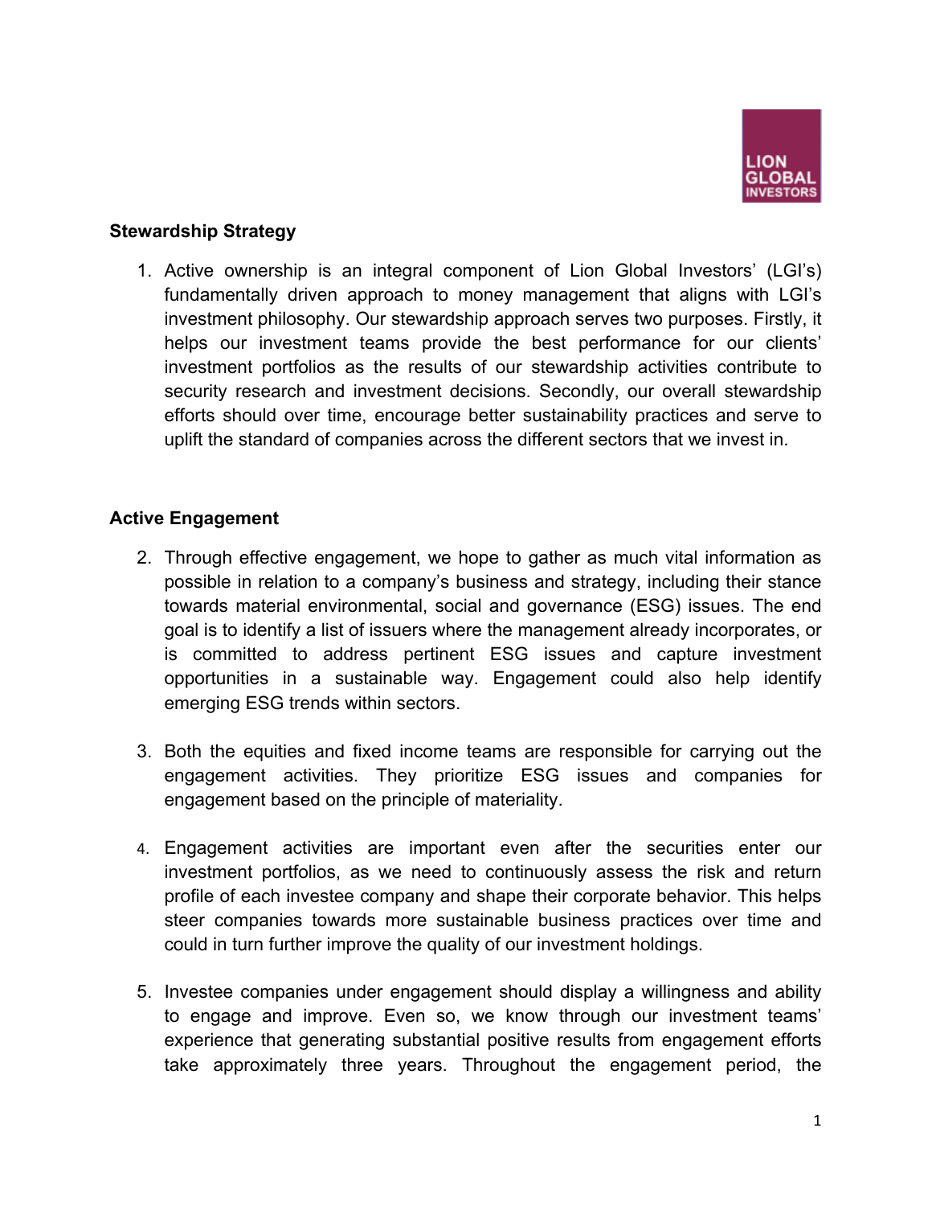## Stewardship Strategy

1. Active ownership is an integral component of Lion Global Investors' (LGI's) fundamentally driven approach to money management that aligns with LGI's investment philosophy. Our stewardship approach serves two purposes. Firstly, it helps our investment teams provide the best performance for our clients' investment portfolios as the results of our stewardship activities contribute to security research and investment decisions. Secondly, our overall stewardship efforts should over time, encourage better sustainability practices and serve to uplift the standard of companies across the different sectors that we invest in.

## Active Engagement

2. Through effective engagement, we hope to gather as much vital information as possible in relation to a company's business and strategy, including their stance towards material environmental, social and governance (ESG) issues. The end goal is to identify a list of issuers where the management already incorporates, or is committed to address pertinent ESG issues and capture investment opportunities in a sustainable way. Engagement could also help identify emerging ESG trends within sectors.

3. Both the equities and fixed income teams are responsible for carrying out the engagement activities. They prioritize ESG issues and companies for engagement based on the principle of materiality.

4. Engagement activities are important even after the securities enter our investment portfolios, as we need to continuously assess the risk and return profile of each investee company and shape their corporate behavior. This helps steer companies towards more sustainable business practices over time and could in turn further improve the quality of our investment holdings.

5. Investee companies under engagement should display a willingness and ability to engage and improve. Even so, we know through our investment teams' experience that generating substantial positive results from engagement efforts take approximately three years. Throughout the engagement period, the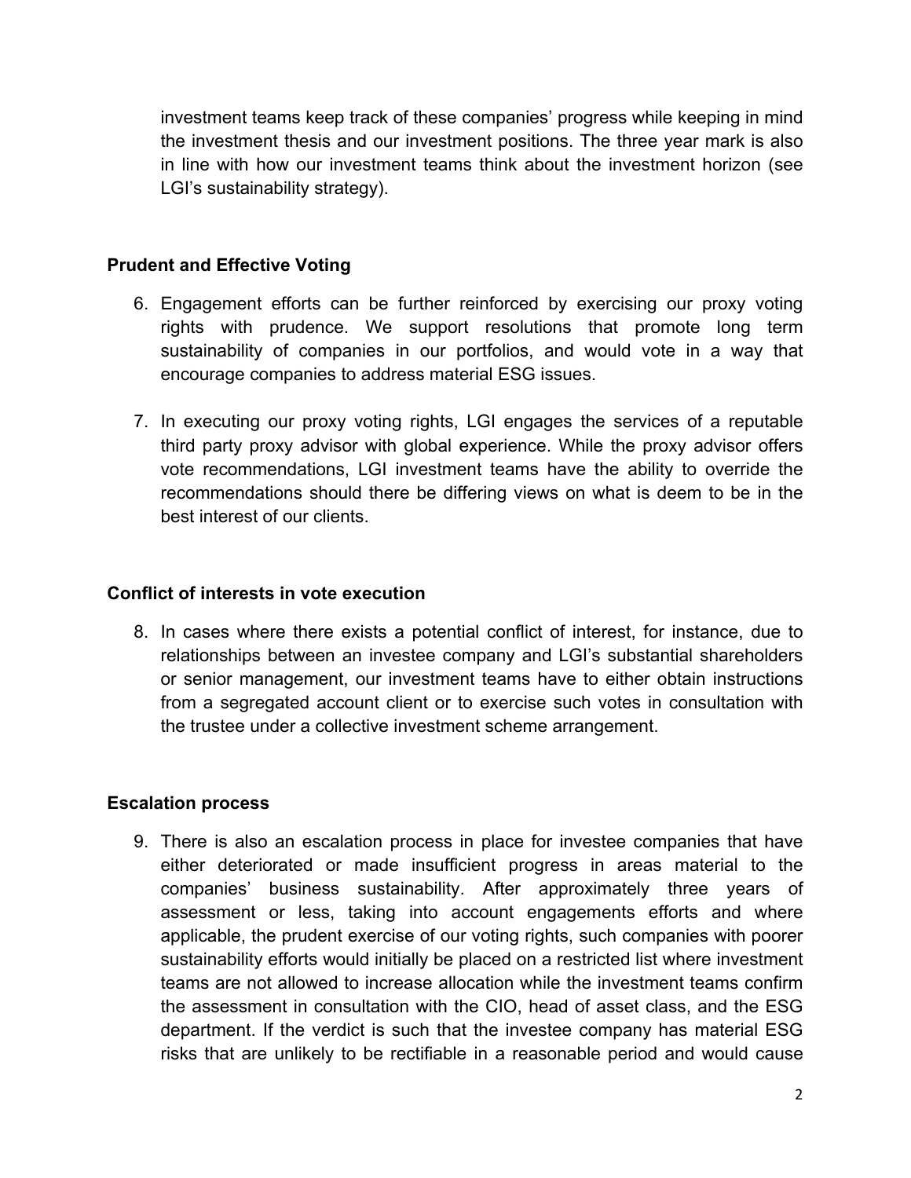investment teams keep track of these companies' progress while keeping in mind the investment thesis and our investment positions. The three year mark is also in line with how our investment teams think about the investment horizon (see LGI's sustainability strategy).

**Prudent and Effective Voting**

6. Engagement efforts can be further reinforced by exercising our proxy voting rights with prudence. We support resolutions that promote long term sustainability of companies in our portfolios, and would vote in a way that encourage companies to address material ESG issues.

7. In executing our proxy voting rights, LGI engages the services of a reputable third party proxy advisor with global experience. While the proxy advisor offers vote recommendations, LGI investment teams have the ability to override the recommendations should there be differing views on what is deem to be in the best interest of our clients.

**Conflict of interests in vote execution**

8. In cases where there exists a potential conflict of interest, for instance, due to relationships between an investee company and LGI's substantial shareholders or senior management, our investment teams have to either obtain instructions from a segregated account client or to exercise such votes in consultation with the trustee under a collective investment scheme arrangement.

**Escalation process**

9. There is also an escalation process in place for investee companies that have either deteriorated or made insufficient progress in areas material to the companies' business sustainability. After approximately three years of assessment or less, taking into account engagements efforts and where applicable, the prudent exercise of our voting rights, such companies with poorer sustainability efforts would initially be placed on a restricted list where investment teams are not allowed to increase allocation while the investment teams confirm the assessment in consultation with the CIO, head of asset class, and the ESG department. If the verdict is such that the investee company has material ESG risks that are unlikely to be rectifiable in a reasonable period and would cause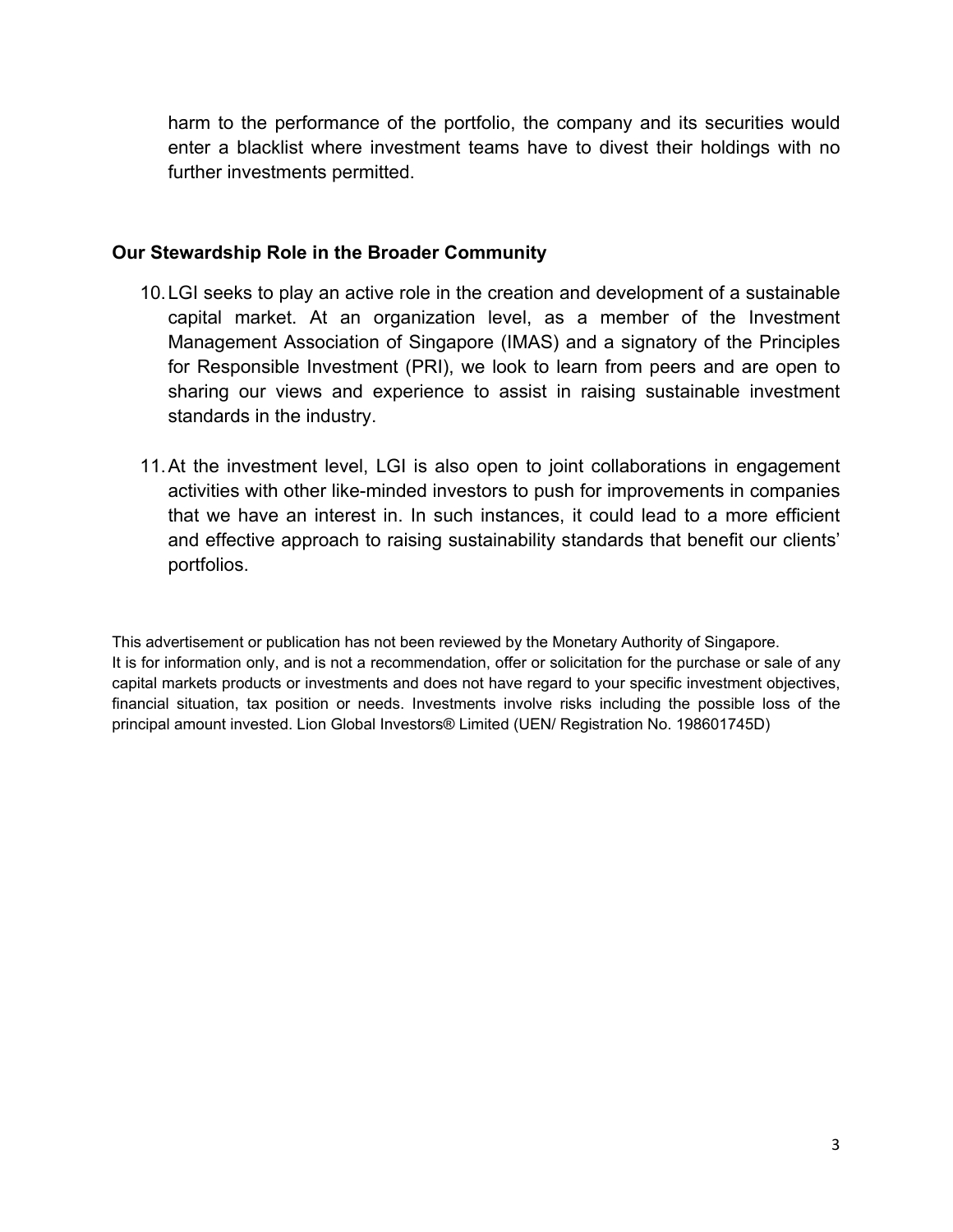harm to the performance of the portfolio, the company and its securities would enter a blacklist where investment teams have to divest their holdings with no further investments permitted.

**Our Stewardship Role in the Broader Community**

10. LGI seeks to play an active role in the creation and development of a sustainable capital market. At an organization level, as a member of the Investment Management Association of Singapore (IMAS) and a signatory of the Principles for Responsible Investment (PRI), we look to learn from peers and are open to sharing our views and experience to assist in raising sustainable investment standards in the industry.

11. At the investment level, LGI is also open to joint collaborations in engagement activities with other like-minded investors to push for improvements in companies that we have an interest in. In such instances, it could lead to a more efficient and effective approach to raising sustainability standards that benefit our clients' portfolios.

This advertisement or publication has not been reviewed by the Monetary Authority of Singapore.
It is for information only, and is not a recommendation, offer or solicitation for the purchase or sale of any capital markets products or investments and does not have regard to your specific investment objectives, financial situation, tax position or needs. Investments involve risks including the possible loss of the principal amount invested. Lion Global Investors® Limited (UEN/ Registration No. 198601745D)